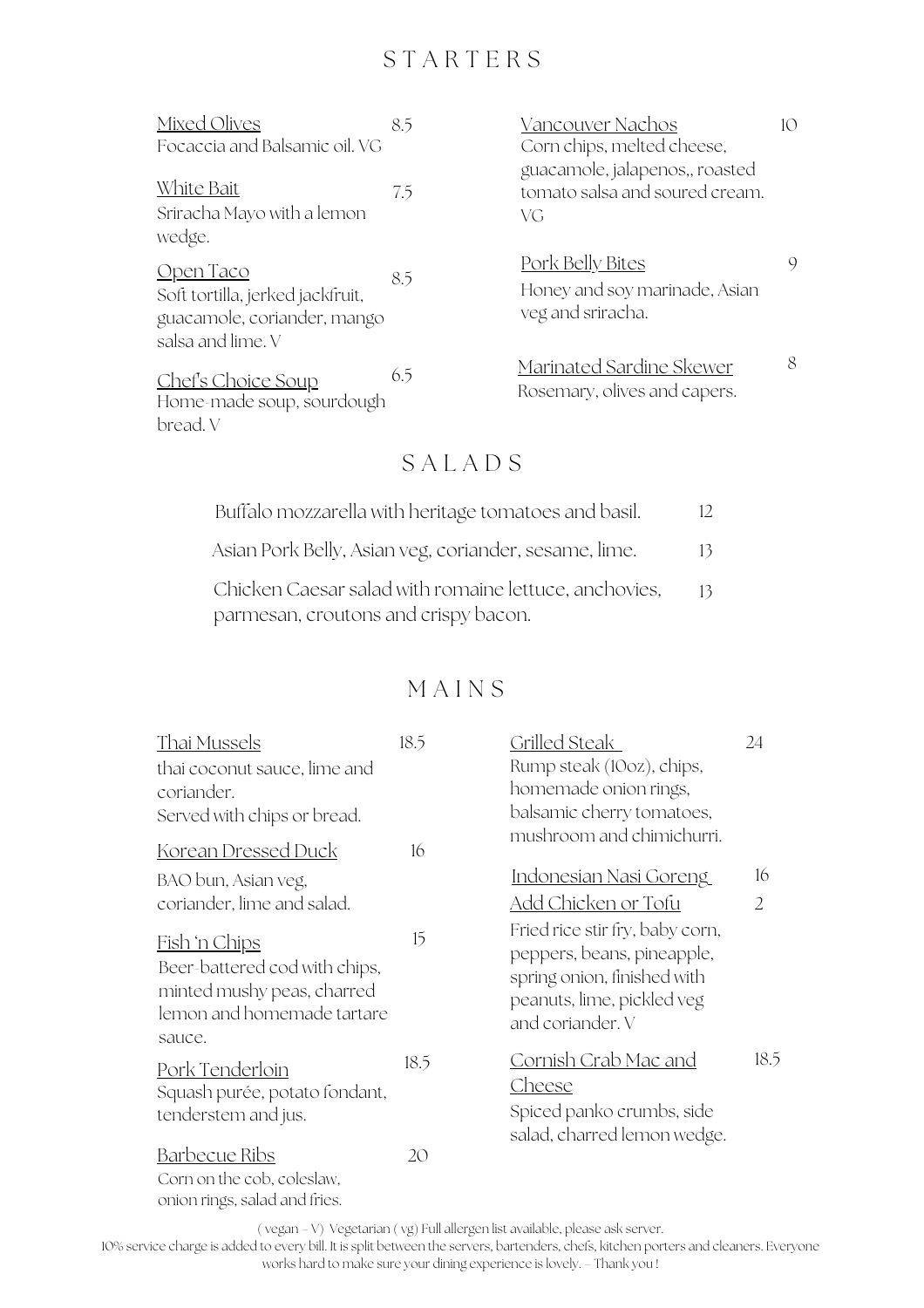# STARTERS

Mixed Olives 8.5
Focaccia and Balsamic oil. VG

White Bait 7.5
Sriracha Mayo with a lemon wedge.

Open Taco 8.5
Soft tortilla, jerked jackfruit, guacamole, coriander, mango salsa and lime. V

Chef's Choice Soup 6.5
Home-made soup, sourdough bread. V

Vancouver Nachos 10
Corn chips, melted cheese, guacamole, jalapenos,, roasted tomato salsa and soured cream. VG

Pork Belly Bites 9
Honey and soy marinade, Asian veg and sriracha.

Marinated Sardine Skewer 8
Rosemary, olives and capers.

# SALADS

Buffalo mozzarella with heritage tomatoes and basil. 12

Asian Pork Belly, Asian veg, coriander, sesame, lime. 13

Chicken Caesar salad with romaine lettuce, anchovies, parmesan, croutons and crispy bacon. 13

# MAINS

Thai Mussels 18.5
thai coconut sauce, lime and coriander.
Served with chips or bread.

Korean Dressed Duck 16
BAO bun, Asian veg, coriander, lime and salad.

Fish 'n Chips 15
Beer-battered cod with chips, minted mushy peas, charred lemon and homemade tartare sauce.

Pork Tenderloin 18.5
Squash purée, potato fondant, tenderstem and jus.

Barbecue Ribs 20
Corn on the cob, coleslaw, onion rings, salad and fries.

Grilled Steak 24
Rump steak (10oz), chips, homemade onion rings, balsamic cherry tomatoes, mushroom and chimichurri.

Indonesian Nasi Goreng 16
Add Chicken or Tofu 2
Fried rice stir fry, baby corn, peppers, beans, pineapple, spring onion, finished with peanuts, lime, pickled veg and coriander. V

Cornish Crab Mac and Cheese 18.5
Spiced panko crumbs, side salad, charred lemon wedge.

( vegan – V) Vegetarian ( vg) Full allergen list available, please ask server.
10% service charge is added to every bill. It is split between the servers, bartenders, chefs, kitchen porters and cleaners. Everyone works hard to make sure your dining experience is lovely. – Thank you !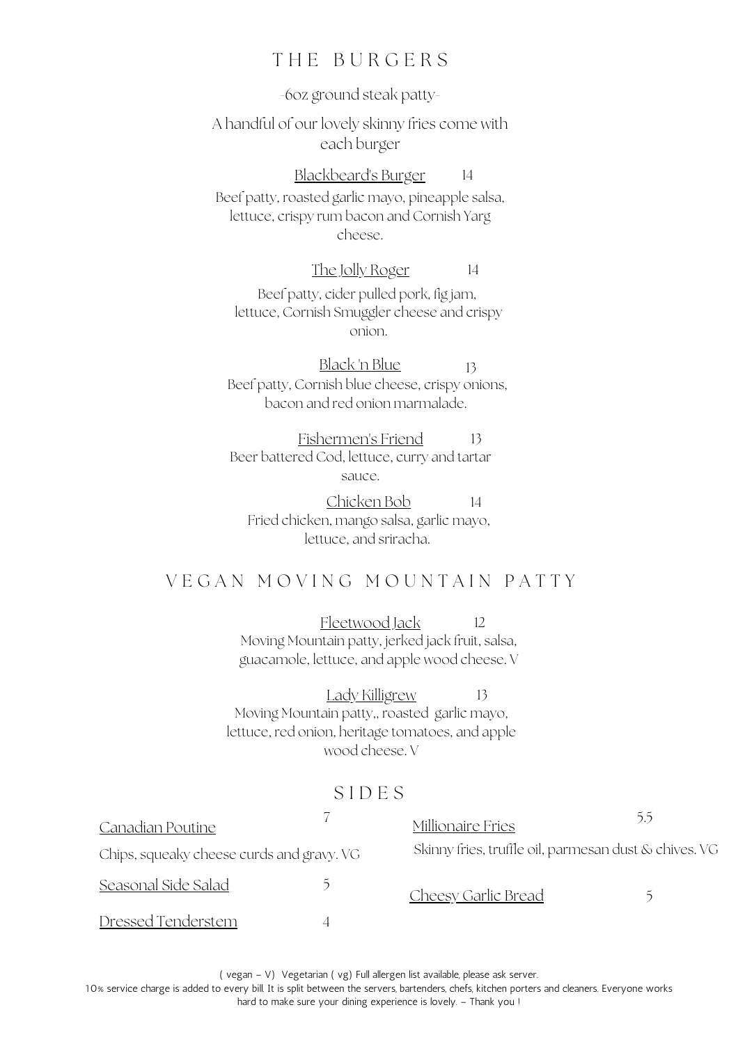# THE BURGERS

-6oz ground steak patty-

A handful of our lovely skinny fries come with each burger

**Blackbeard's Burger** 14

Beef patty, roasted garlic mayo, pineapple salsa, lettuce, crispy rum bacon and Cornish Yarg cheese.

**The Jolly Roger** 14

Beef patty, cider pulled pork, fig jam, lettuce, Cornish Smuggler cheese and crispy onion.

**Black 'n Blue** 13

Beef patty, Cornish blue cheese, crispy onions, bacon and red onion marmalade.

**Fishermen's Friend** 13

Beer battered Cod, lettuce, curry and tartar sauce.

**Chicken Bob** 14

Fried chicken, mango salsa, garlic mayo, lettuce, and sriracha.

# VEGAN MOVING MOUNTAIN PATTY

**Fleetwood Jack** 12

Moving Mountain patty, jerked jack fruit, salsa, guacamole, lettuce, and apple wood cheese. V

**Lady Killigrew** 13

Moving Mountain patty,, roasted garlic mayo, lettuce, red onion, heritage tomatoes, and apple wood cheese. V

# SIDES

**Canadian Poutine** 7

Chips, squeaky cheese curds and gravy. VG

**Seasonal Side Salad** 5

**Dressed Tenderstem** 4

**Millionaire Fries** 5.5

Skinny fries, truffle oil, parmesan dust & chives. VG

**Cheesy Garlic Bread** 5

( vegan – V) Vegetarian ( vg) Full allergen list available, please ask server.

10% service charge is added to every bill. It is split between the servers, bartenders, chefs, kitchen porters and cleaners. Everyone works hard to make sure your dining experience is lovely. – Thank you !